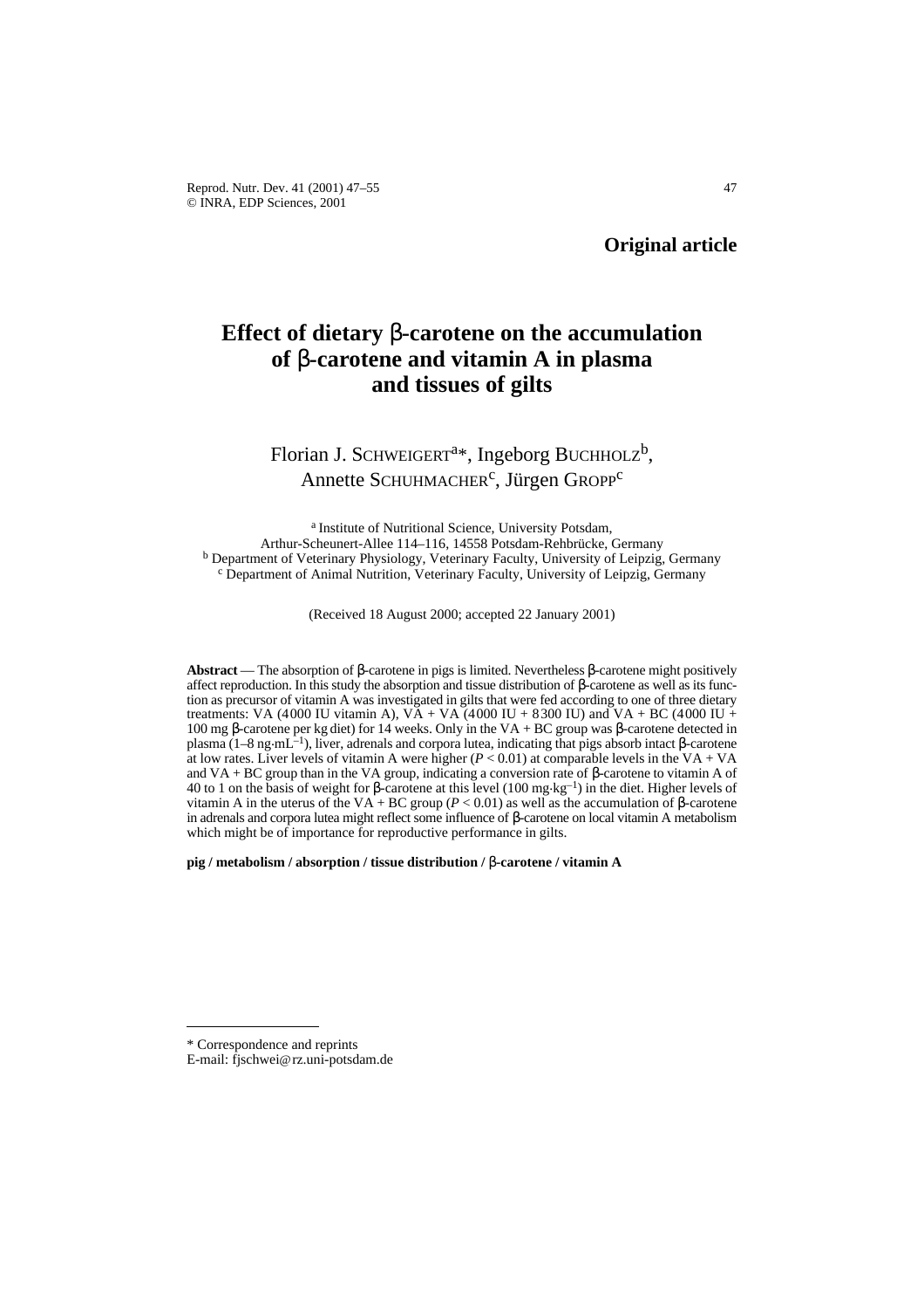**Original article**

# Effect of dietary β-carotene on the accumulation of β-carotene and vitamin A in plasma and tissues of gilts

Florian J. SCHWEIGERT[a]*, Ingeborg BUCHHOLZ[b], Annette SCHUHMACHER[c], Jürgen GROPP[c]

[a] Institute of Nutritional Science, University Potsdam, Arthur-Scheunert-Allee 114–116, 14558 Potsdam-Rehbrücke, Germany
[b] Department of Veterinary Physiology, Veterinary Faculty, University of Leipzig, Germany
[c] Department of Animal Nutrition, Veterinary Faculty, University of Leipzig, Germany

(Received 18 August 2000; accepted 22 January 2001)

**Abstract** — The absorption of β-carotene in pigs is limited. Nevertheless β-carotene might positively affect reproduction. In this study the absorption and tissue distribution of β-carotene as well as its function as precursor of vitamin A was investigated in gilts that were fed according to one of three dietary treatments: VA (4000 IU vitamin A), VA + VA (4000 IU + 8300 IU) and VA + BC (4000 IU + 100 mg β-carotene per kg diet) for 14 weeks. Only in the VA + BC group was β-carotene detected in plasma (1–8 $ng \cdot mL^{-1}$), liver, adrenals and corpora lutea, indicating that pigs absorb intact β-carotene at low rates. Liver levels of vitamin A were higher ($P < 0.01$) at comparable levels in the VA + VA and VA + BC group than in the VA group, indicating a conversion rate of β-carotene to vitamin A of 40 to 1 on the basis of weight for β-carotene at this level (100 $mg \cdot kg^{-1}$) in the diet. Higher levels of vitamin A in the uterus of the VA + BC group ($P < 0.01$) as well as the accumulation of β-carotene in adrenals and corpora lutea might reflect some influence of β-carotene on local vitamin A metabolism which might be of importance for reproductive performance in gilts.

**pig / metabolism / absorption / tissue distribution / β-carotene / vitamin A**

---

* Correspondence and reprints
E-mail: fjschwei@rz.uni-potsdam.de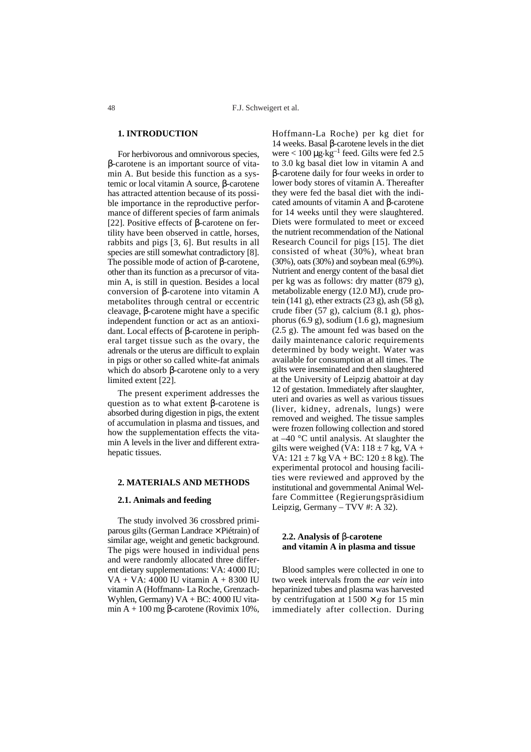## 1. INTRODUCTION

For herbivorous and omnivorous species, β-carotene is an important source of vitamin A. But beside this function as a systemic or local vitamin A source, β-carotene has attracted attention because of its possible importance in the reproductive performance of different species of farm animals [22]. Positive effects of β-carotene on fertility have been observed in cattle, horses, rabbits and pigs [3, 6]. But results in all species are still somewhat contradictory [8]. The possible mode of action of β-carotene, other than its function as a precursor of vitamin A, is still in question. Besides a local conversion of β-carotene into vitamin A metabolites through central or eccentric cleavage, β-carotene might have a specific independent function or act as an antioxidant. Local effects of β-carotene in peripheral target tissue such as the ovary, the adrenals or the uterus are difficult to explain in pigs or other so called white-fat animals which do absorb β-carotene only to a very limited extent [22].

The present experiment addresses the question as to what extent β-carotene is absorbed during digestion in pigs, the extent of accumulation in plasma and tissues, and how the supplementation effects the vitamin A levels in the liver and different extrahepatic tissues.

## 2. MATERIALS AND METHODS

### 2.1. Animals and feeding

The study involved 36 crossbred primiparous gilts (German Landrace × Piétrain) of similar age, weight and genetic background. The pigs were housed in individual pens and were randomly allocated three different dietary supplementations: VA: 4000 IU; VA + VA: 4000 IU vitamin A + 8300 IU vitamin A (Hoffmann- La Roche, Grenzach-Wyhlen, Germany) VA + BC: 4000 IU vitamin A + 100 mg β-carotene (Rovimix 10%, Hoffmann-La Roche) per kg diet for 14 weeks. Basal β-carotene levels in the diet were < 100 $\mu g \cdot kg^{-1}$ feed. Gilts were fed 2.5 to 3.0 kg basal diet low in vitamin A and β-carotene daily for four weeks in order to lower body stores of vitamin A. Thereafter they were fed the basal diet with the indicated amounts of vitamin A and β-carotene for 14 weeks until they were slaughtered. Diets were formulated to meet or exceed the nutrient recommendation of the National Research Council for pigs [15]. The diet consisted of wheat (30%), wheat bran (30%), oats (30%) and soybean meal (6.9%). Nutrient and energy content of the basal diet per kg was as follows: dry matter (879 g), metabolizable energy (12.0 MJ), crude protein (141 g), ether extracts (23 g), ash (58 g), crude fiber (57 g), calcium (8.1 g), phosphorus (6.9 g), sodium (1.6 g), magnesium (2.5 g). The amount fed was based on the daily maintenance caloric requirements determined by body weight. Water was available for consumption at all times. The gilts were inseminated and then slaughtered at the University of Leipzig abattoir at day 12 of gestation. Immediately after slaughter, uteri and ovaries as well as various tissues (liver, kidney, adrenals, lungs) were removed and weighed. The tissue samples were frozen following collection and stored at –40 °C until analysis. At slaughter the gilts were weighed (VA: 118 ± 7 kg, VA + VA: 121 ± 7 kg VA + BC: 120 ± 8 kg). The experimental protocol and housing facilities were reviewed and approved by the institutional and governmental Animal Welfare Committee (Regierungspräsidium Leipzig, Germany – TVV #: A 32).

### 2.2. Analysis of β-carotene and vitamin A in plasma and tissue

Blood samples were collected in one to two week intervals from the *ear vein* into heparinized tubes and plasma was harvested by centrifugation at 1500 × *g* for 15 min immediately after collection. During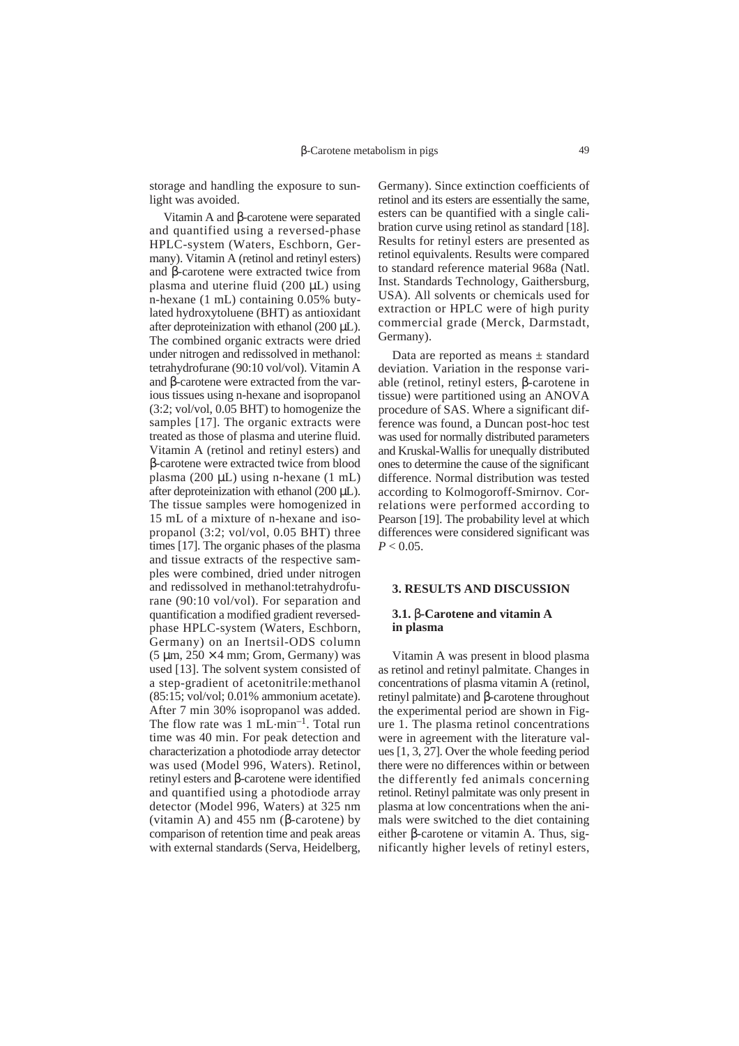storage and handling the exposure to sunlight was avoided.

Vitamin A and β-carotene were separated and quantified using a reversed-phase HPLC-system (Waters, Eschborn, Germany). Vitamin A (retinol and retinyl esters) and β-carotene were extracted twice from plasma and uterine fluid (200 µL) using n-hexane (1 mL) containing 0.05% butylated hydroxytoluene (BHT) as antioxidant after deproteinization with ethanol (200 µL). The combined organic extracts were dried under nitrogen and redissolved in methanol: tetrahydrofurane (90:10 vol/vol). Vitamin A and β-carotene were extracted from the various tissues using n-hexane and isopropanol (3:2; vol/vol, 0.05 BHT) to homogenize the samples [17]. The organic extracts were treated as those of plasma and uterine fluid. Vitamin A (retinol and retinyl esters) and β-carotene were extracted twice from blood plasma (200 µL) using n-hexane (1 mL) after deproteinization with ethanol (200 µL). The tissue samples were homogenized in 15 mL of a mixture of n-hexane and isopropanol (3:2; vol/vol, 0.05 BHT) three times [17]. The organic phases of the plasma and tissue extracts of the respective samples were combined, dried under nitrogen and redissolved in methanol:tetrahydrofurane (90:10 vol/vol). For separation and quantification a modified gradient reversed-phase HPLC-system (Waters, Eschborn, Germany) on an Inertsil-ODS column (5 µm, 250 × 4 mm; Grom, Germany) was used [13]. The solvent system consisted of a step-gradient of acetonitrile:methanol (85:15; vol/vol; 0.01% ammonium acetate). After 7 min 30% isopropanol was added. The flow rate was 1 $mL \cdot min^{-1}$. Total run time was 40 min. For peak detection and characterization a photodiode array detector was used (Model 996, Waters). Retinol, retinyl esters and β-carotene were identified and quantified using a photodiode array detector (Model 996, Waters) at 325 nm (vitamin A) and 455 nm (β-carotene) by comparison of retention time and peak areas with external standards (Serva, Heidelberg, Germany). Since extinction coefficients of retinol and its esters are essentially the same, esters can be quantified with a single calibration curve using retinol as standard [18]. Results for retinyl esters are presented as retinol equivalents. Results were compared to standard reference material 968a (Natl. Inst. Standards Technology, Gaithersburg, USA). All solvents or chemicals used for extraction or HPLC were of high purity commercial grade (Merck, Darmstadt, Germany).

Data are reported as means ± standard deviation. Variation in the response variable (retinol, retinyl esters, β-carotene in tissue) were partitioned using an ANOVA procedure of SAS. Where a significant difference was found, a Duncan post-hoc test was used for normally distributed parameters and Kruskal-Wallis for unequally distributed ones to determine the cause of the significant difference. Normal distribution was tested according to Kolmogoroff-Smirnov. Correlations were performed according to Pearson [19]. The probability level at which differences were considered significant was $P < 0.05$.

## 3. RESULTS AND DISCUSSION

### 3.1. β-Carotene and vitamin A in plasma

Vitamin A was present in blood plasma as retinol and retinyl palmitate. Changes in concentrations of plasma vitamin A (retinol, retinyl palmitate) and β-carotene throughout the experimental period are shown in Figure 1. The plasma retinol concentrations were in agreement with the literature values [1, 3, 27]. Over the whole feeding period there were no differences within or between the differently fed animals concerning retinol. Retinyl palmitate was only present in plasma at low concentrations when the animals were switched to the diet containing either β-carotene or vitamin A. Thus, significantly higher levels of retinyl esters,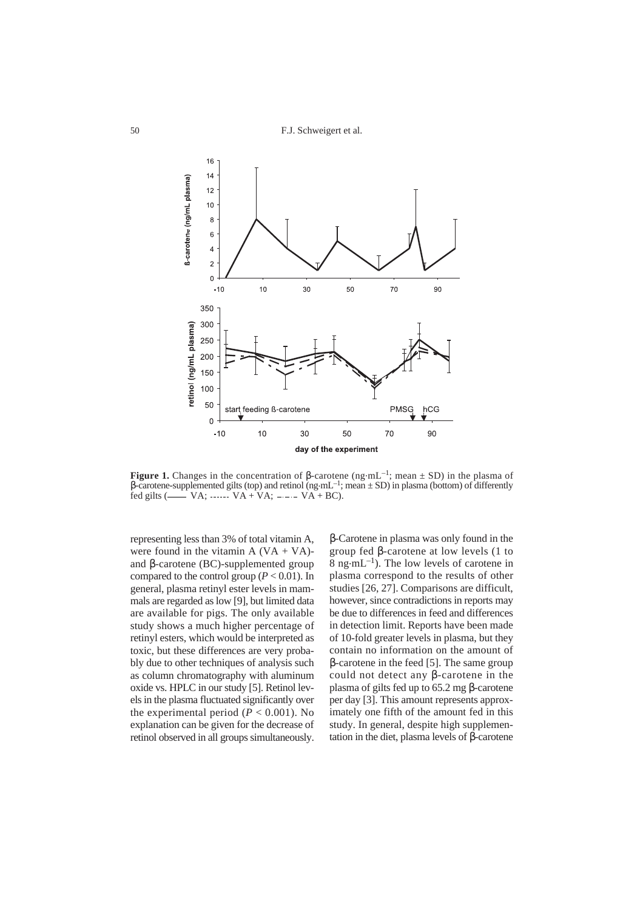**Figure 1.** Changes in the concentration of β-carotene ($ng \cdot mL^{-1}$; mean ± SD) in the plasma of β-carotene-supplemented gilts (top) and retinol ($ng \cdot mL^{-1}$; mean ± SD) in plasma (bottom) of differently fed gilts (—— VA; ------ VA + VA; –·–·– VA + BC).

representing less than 3% of total vitamin A, were found in the vitamin A (VA + VA)- and β-carotene (BC)-supplemented group compared to the control group ($P < 0.01$). In general, plasma retinyl ester levels in mammals are regarded as low [9], but limited data are available for pigs. The only available study shows a much higher percentage of retinyl esters, which would be interpreted as toxic, but these differences are very probably due to other techniques of analysis such as column chromatography with aluminum oxide vs. HPLC in our study [5]. Retinol levels in the plasma fluctuated significantly over the experimental period ($P < 0.001$). No explanation can be given for the decrease of retinol observed in all groups simultaneously.

β-Carotene in plasma was only found in the group fed β-carotene at low levels (1 to 8 $ng \cdot mL^{-1}$). The low levels of carotene in plasma correspond to the results of other studies [26, 27]. Comparisons are difficult, however, since contradictions in reports may be due to differences in feed and differences in detection limit. Reports have been made of 10-fold greater levels in plasma, but they contain no information on the amount of β-carotene in the feed [5]. The same group could not detect any β-carotene in the plasma of gilts fed up to 65.2 mg β-carotene per day [3]. This amount represents approximately one fifth of the amount fed in this study. In general, despite high supplementation in the diet, plasma levels of β-carotene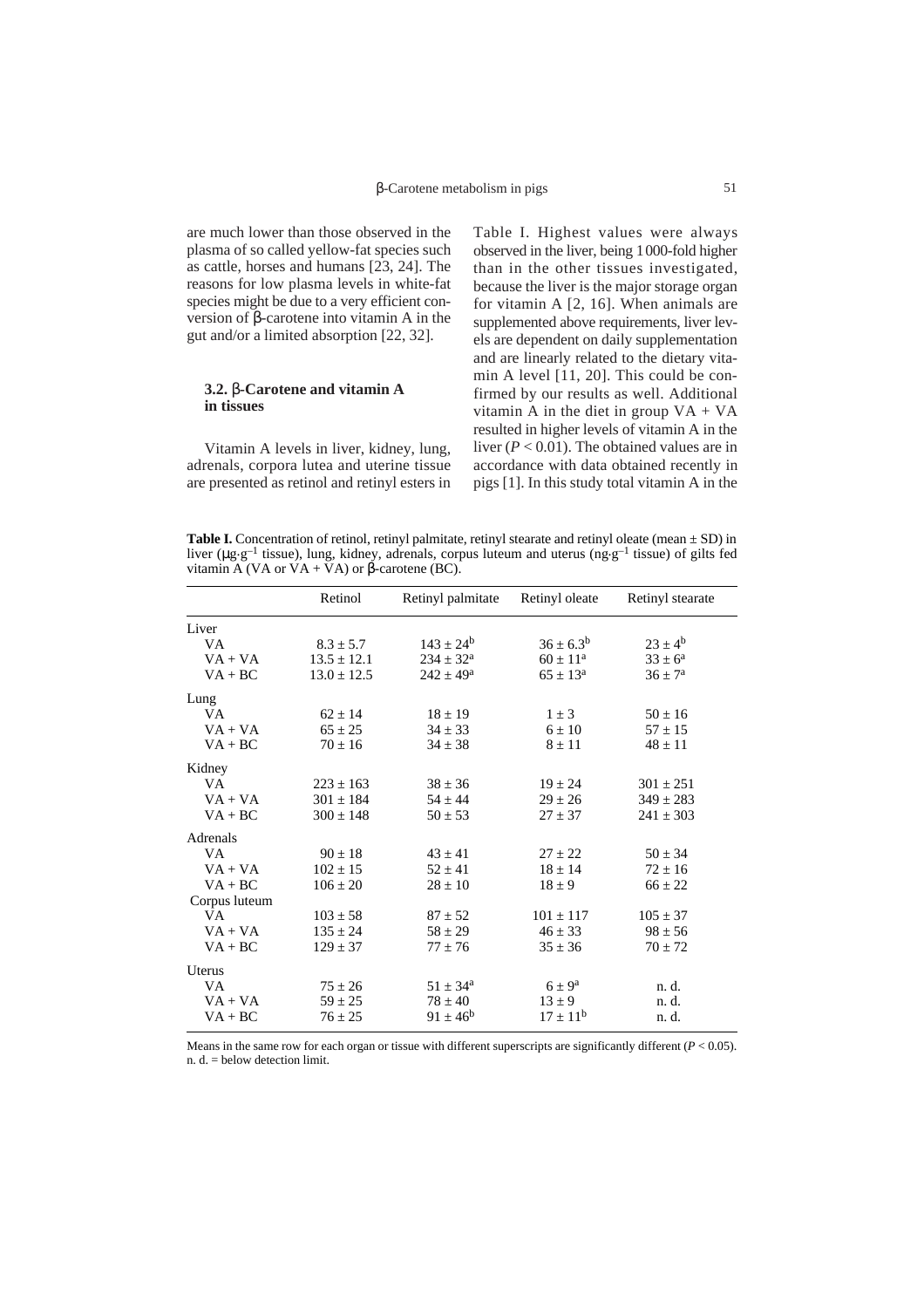are much lower than those observed in the plasma of so called yellow-fat species such as cattle, horses and humans [23, 24]. The reasons for low plasma levels in white-fat species might be due to a very efficient conversion of β-carotene into vitamin A in the gut and/or a limited absorption [22, 32].

### 3.2. β-Carotene and vitamin A in tissues

Vitamin A levels in liver, kidney, lung, adrenals, corpora lutea and uterine tissue are presented as retinol and retinyl esters in Table I. Highest values were always observed in the liver, being 1 000-fold higher than in the other tissues investigated, because the liver is the major storage organ for vitamin A [2, 16]. When animals are supplemented above requirements, liver levels are dependent on daily supplementation and are linearly related to the dietary vitamin A level [11, 20]. This could be confirmed by our results as well. Additional vitamin A in the diet in group VA + VA resulted in higher levels of vitamin A in the liver ($P < 0.01$). The obtained values are in accordance with data obtained recently in pigs [1]. In this study total vitamin A in the

**Table I.** Concentration of retinol, retinyl palmitate, retinyl stearate and retinyl oleate (mean ± SD) in liver ($\mu g \cdot g^{-1}$ tissue), lung, kidney, adrenals, corpus luteum and uterus ($ng \cdot g^{-1}$ tissue) of gilts fed vitamin A (VA or VA + VA) or β-carotene (BC).

| | Retinol | Retinyl palmitate | Retinyl oleate | Retinyl stearate |
|---|---|---|---|---|
| Liver | | | | |
| VA | 8.3 ± 5.7 | 143 ± 24[b] | 36 ± 6.3[b] | 23 ± 4[b] |
| VA + VA | 13.5 ± 12.1 | 234 ± 32[a] | 60 ± 11[a] | 33 ± 6[a] |
| VA + BC | 13.0 ± 12.5 | 242 ± 49[a] | 65 ± 13[a] | 36 ± 7[a] |
| Lung | | | | |
| VA | 62 ± 14 | 18 ± 19 | 1 ± 3 | 50 ± 16 |
| VA + VA | 65 ± 25 | 34 ± 33 | 6 ± 10 | 57 ± 15 |
| VA + BC | 70 ± 16 | 34 ± 38 | 8 ± 11 | 48 ± 11 |
| Kidney | | | | |
| VA | 223 ± 163 | 38 ± 36 | 19 ± 24 | 301 ± 251 |
| VA + VA | 301 ± 184 | 54 ± 44 | 29 ± 26 | 349 ± 283 |
| VA + BC | 300 ± 148 | 50 ± 53 | 27 ± 37 | 241 ± 303 |
| Adrenals | | | | |
| VA | 90 ± 18 | 43 ± 41 | 27 ± 22 | 50 ± 34 |
| VA + VA | 102 ± 15 | 52 ± 41 | 18 ± 14 | 72 ± 16 |
| VA + BC | 106 ± 20 | 28 ± 10 | 18 ± 9 | 66 ± 22 |
| Corpus luteum | | | | |
| VA | 103 ± 58 | 87 ± 52 | 101 ± 117 | 105 ± 37 |
| VA + VA | 135 ± 24 | 58 ± 29 | 46 ± 33 | 98 ± 56 |
| VA + BC | 129 ± 37 | 77 ± 76 | 35 ± 36 | 70 ± 72 |
| Uterus | | | | |
| VA | 75 ± 26 | 51 ± 34[a] | 6 ± 9[a] | n. d. |
| VA + VA | 59 ± 25 | 78 ± 40 | 13 ± 9 | n. d. |
| VA + BC | 76 ± 25 | 91 ± 46[b] | 17 ± 11[b] | n. d. |

Means in the same row for each organ or tissue with different superscripts are significantly different ($P < 0.05$).
n. d. = below detection limit.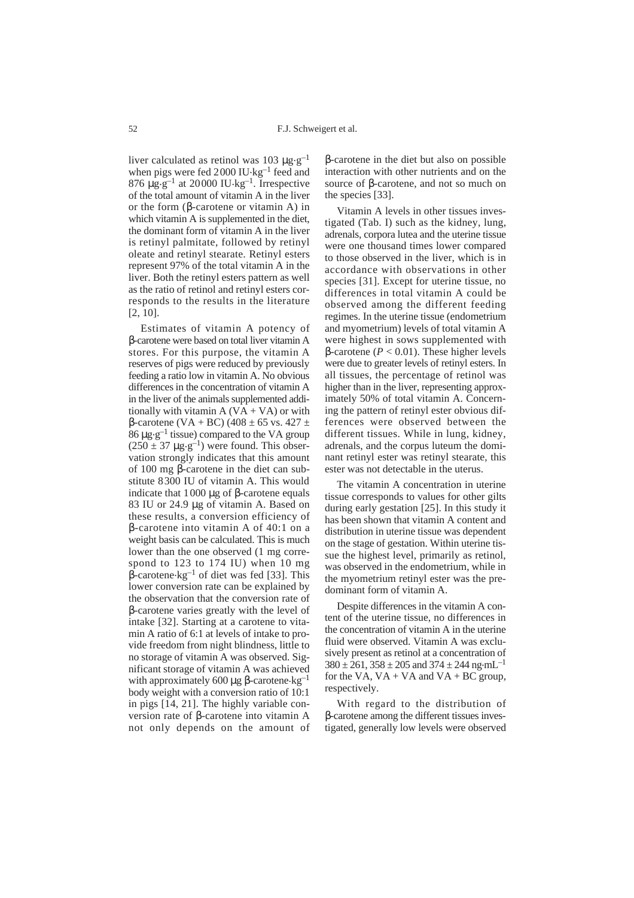liver calculated as retinol was 103 μg·g$^{-1}$ when pigs were fed 2000 IU·kg$^{-1}$ feed and 876 μg·g$^{-1}$ at 20000 IU·kg$^{-1}$. Irrespective of the total amount of vitamin A in the liver or the form (β-carotene or vitamin A) in which vitamin A is supplemented in the diet, the dominant form of vitamin A in the liver is retinyl palmitate, followed by retinyl oleate and retinyl stearate. Retinyl esters represent 97% of the total vitamin A in the liver. Both the retinyl esters pattern as well as the ratio of retinol and retinyl esters corresponds to the results in the literature [2, 10].

Estimates of vitamin A potency of β-carotene were based on total liver vitamin A stores. For this purpose, the vitamin A reserves of pigs were reduced by previously feeding a ratio low in vitamin A. No obvious differences in the concentration of vitamin A in the liver of the animals supplemented additionally with vitamin A (VA + VA) or with β-carotene (VA + BC) (408 ± 65 vs. 427 ± 86 μg·g$^{-1}$ tissue) compared to the VA group (250 ± 37 μg·g$^{-1}$) were found. This observation strongly indicates that this amount of 100 mg β-carotene in the diet can substitute 8300 IU of vitamin A. This would indicate that 1000 μg of β-carotene equals 83 IU or 24.9 μg of vitamin A. Based on these results, a conversion efficiency of β-carotene into vitamin A of 40:1 on a weight basis can be calculated. This is much lower than the one observed (1 mg correspond to 123 to 174 IU) when 10 mg β-carotene·kg$^{-1}$ of diet was fed [33]. This lower conversion rate can be explained by the observation that the conversion rate of β-carotene varies greatly with the level of intake [32]. Starting at a carotene to vitamin A ratio of 6:1 at levels of intake to provide freedom from night blindness, little to no storage of vitamin A was observed. Significant storage of vitamin A was achieved with approximately 600 μg β-carotene·kg$^{-1}$ body weight with a conversion ratio of 10:1 in pigs [14, 21]. The highly variable conversion rate of β-carotene into vitamin A not only depends on the amount of β-carotene in the diet but also on possible interaction with other nutrients and on the source of β-carotene, and not so much on the species [33].

Vitamin A levels in other tissues investigated (Tab. I) such as the kidney, lung, adrenals, corpora lutea and the uterine tissue were one thousand times lower compared to those observed in the liver, which is in accordance with observations in other species [31]. Except for uterine tissue, no differences in total vitamin A could be observed among the different feeding regimes. In the uterine tissue (endometrium and myometrium) levels of total vitamin A were highest in sows supplemented with β-carotene ($P < 0.01$). These higher levels were due to greater levels of retinyl esters. In all tissues, the percentage of retinol was higher than in the liver, representing approximately 50% of total vitamin A. Concerning the pattern of retinyl ester obvious differences were observed between the different tissues. While in lung, kidney, adrenals, and the corpus luteum the dominant retinyl ester was retinyl stearate, this ester was not detectable in the uterus.

The vitamin A concentration in uterine tissue corresponds to values for other gilts during early gestation [25]. In this study it has been shown that vitamin A content and distribution in uterine tissue was dependent on the stage of gestation. Within uterine tissue the highest level, primarily as retinol, was observed in the endometrium, while in the myometrium retinyl ester was the predominant form of vitamin A.

Despite differences in the vitamin A content of the uterine tissue, no differences in the concentration of vitamin A in the uterine fluid were observed. Vitamin A was exclusively present as retinol at a concentration of 380 ± 261, 358 ± 205 and 374 ± 244 ng·mL$^{-1}$ for the VA, VA + VA and VA + BC group, respectively.

With regard to the distribution of β-carotene among the different tissues investigated, generally low levels were observed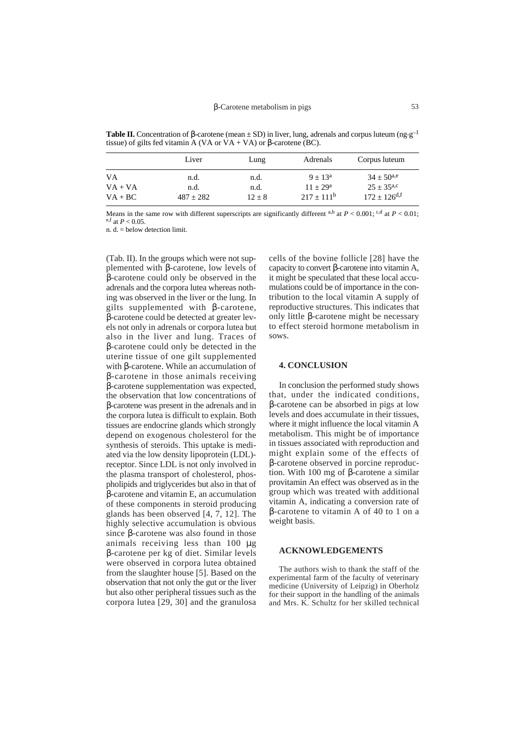**Table II.** Concentration of β-carotene (mean ± SD) in liver, lung, adrenals and corpus luteum ($ng \cdot g^{-1}$ tissue) of gilts fed vitamin A (VA or VA + VA) or β-carotene (BC).

| | Liver | Lung | Adrenals | Corpus luteum |
|---|---|---|---|---|
| VA | n.d. | n.d. | $9 \pm 13^{a}$ | $34 \pm 50^{a,e}$ |
| VA + VA | n.d. | n.d. | $11 \pm 29^{a}$ | $25 \pm 35^{a,c}$ |
| VA + BC | 487 ± 282 | 12 ± 8 | $217 \pm 111^{b}$ | $172 \pm 126^{d,f}$ |

Means in the same row with different superscripts are significantly different [a,b] at $P < 0.001$; [c,d] at $P < 0.01$; [e,f] at $P < 0.05$.
n. d. = below detection limit.

(Tab. II). In the groups which were not supplemented with β-carotene, low levels of β-carotene could only be observed in the adrenals and the corpora lutea whereas nothing was observed in the liver or the lung. In gilts supplemented with β-carotene, β-carotene could be detected at greater levels not only in adrenals or corpora lutea but also in the liver and lung. Traces of β-carotene could only be detected in the uterine tissue of one gilt supplemented with β-carotene. While an accumulation of β-carotene in those animals receiving β-carotene supplementation was expected, the observation that low concentrations of β-carotene was present in the adrenals and in the corpora lutea is difficult to explain. Both tissues are endocrine glands which strongly depend on exogenous cholesterol for the synthesis of steroids. This uptake is mediated via the low density lipoprotein (LDL)-receptor. Since LDL is not only involved in the plasma transport of cholesterol, phospholipids and triglycerides but also in that of β-carotene and vitamin E, an accumulation of these components in steroid producing glands has been observed [4, 7, 12]. The highly selective accumulation is obvious since β-carotene was also found in those animals receiving less than 100 µg β-carotene per kg of diet. Similar levels were observed in corpora lutea obtained from the slaughter house [5]. Based on the observation that not only the gut or the liver but also other peripheral tissues such as the corpora lutea [29, 30] and the granulosa cells of the bovine follicle [28] have the capacity to convert β-carotene into vitamin A, it might be speculated that these local accumulations could be of importance in the contribution to the local vitamin A supply of reproductive structures. This indicates that only little β-carotene might be necessary to effect steroid hormone metabolism in sows.

## 4. CONCLUSION

In conclusion the performed study shows that, under the indicated conditions, β-carotene can be absorbed in pigs at low levels and does accumulate in their tissues, where it might influence the local vitamin A metabolism. This might be of importance in tissues associated with reproduction and might explain some of the effects of β-carotene observed in porcine reproduction. With 100 mg of β-carotene a similar provitamin An effect was observed as in the group which was treated with additional vitamin A, indicating a conversion rate of β-carotene to vitamin A of 40 to 1 on a weight basis.

## ACKNOWLEDGEMENTS

The authors wish to thank the staff of the experimental farm of the faculty of veterinary medicine (University of Leipzig) in Oberholz for their support in the handling of the animals and Mrs. K. Schultz for her skilled technical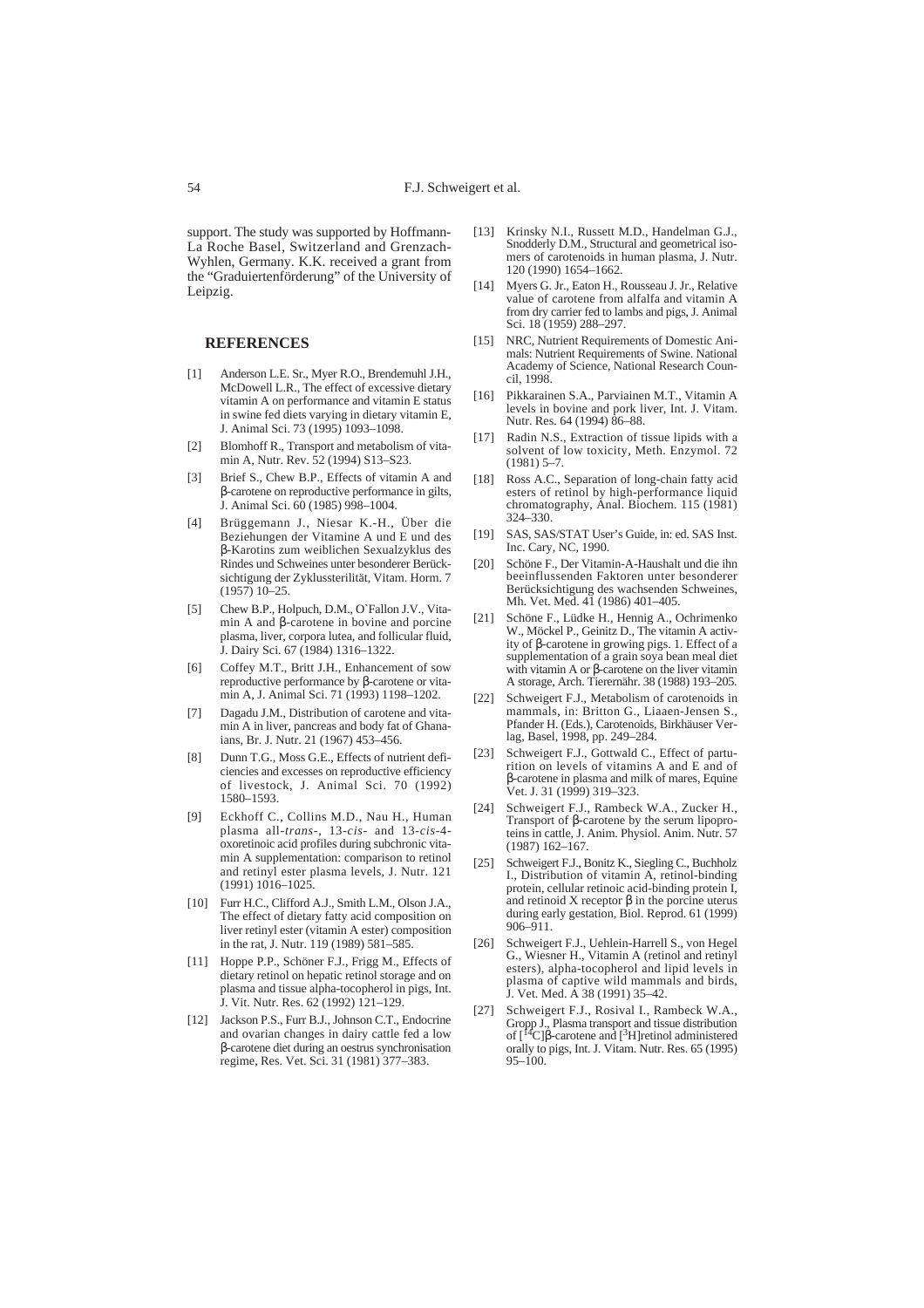support. The study was supported by Hoffmann-La Roche Basel, Switzerland and Grenzach-Wyhlen, Germany. K.K. received a grant from the "Graduiertenförderung" of the University of Leipzig.

## REFERENCES

[1] Anderson L.E. Sr., Myer R.O., Brendemuhl J.H., McDowell L.R., The effect of excessive dietary vitamin A on performance and vitamin E status in swine fed diets varying in dietary vitamin E, J. Animal Sci. 73 (1995) 1093–1098.

[2] Blomhoff R., Transport and metabolism of vitamin A, Nutr. Rev. 52 (1994) S13–S23.

[3] Brief S., Chew B.P., Effects of vitamin A and β-carotene on reproductive performance in gilts, J. Animal Sci. 60 (1985) 998–1004.

[4] Brüggemann J., Niesar K.-H., Über die Beziehungen der Vitamine A und E und des β-Karotins zum weiblichen Sexualzyklus des Rindes und Schweines unter besonderer Berücksichtigung der Zyklussterilität, Vitam. Horm. 7 (1957) 10–25.

[5] Chew B.P., Holpuch, D.M., O`Fallon J.V., Vitamin A and β-carotene in bovine and porcine plasma, liver, corpora lutea, and follicular fluid, J. Dairy Sci. 67 (1984) 1316–1322.

[6] Coffey M.T., Britt J.H., Enhancement of sow reproductive performance by β-carotene or vitamin A, J. Animal Sci. 71 (1993) 1198–1202.

[7] Dagadu J.M., Distribution of carotene and vitamin A in liver, pancreas and body fat of Ghanaians, Br. J. Nutr. 21 (1967) 453–456.

[8] Dunn T.G., Moss G.E., Effects of nutrient deficiencies and excesses on reproductive efficiency of livestock, J. Animal Sci. 70 (1992) 1580–1593.

[9] Eckhoff C., Collins M.D., Nau H., Human plasma all-*trans*-, 13-*cis*- and 13-*cis*-4-oxoretinoic acid profiles during subchronic vitamin A supplementation: comparison to retinol and retinyl ester plasma levels, J. Nutr. 121 (1991) 1016–1025.

[10] Furr H.C., Clifford A.J., Smith L.M., Olson J.A., The effect of dietary fatty acid composition on liver retinyl ester (vitamin A ester) composition in the rat, J. Nutr. 119 (1989) 581–585.

[11] Hoppe P.P., Schöner F.J., Frigg M., Effects of dietary retinol on hepatic retinol storage and on plasma and tissue alpha-tocopherol in pigs, Int. J. Vit. Nutr. Res. 62 (1992) 121–129.

[12] Jackson P.S., Furr B.J., Johnson C.T., Endocrine and ovarian changes in dairy cattle fed a low β-carotene diet during an oestrus synchronisation regime, Res. Vet. Sci. 31 (1981) 377–383.

[13] Krinsky N.I., Russett M.D., Handelman G.J., Snodderly D.M., Structural and geometrical isomers of carotenoids in human plasma, J. Nutr. 120 (1990) 1654–1662.

[14] Myers G. Jr., Eaton H., Rousseau J. Jr., Relative value of carotene from alfalfa and vitamin A from dry carrier fed to lambs and pigs, J. Animal Sci. 18 (1959) 288–297.

[15] NRC, Nutrient Requirements of Domestic Animals: Nutrient Requirements of Swine. National Academy of Science, National Research Council, 1998.

[16] Pikkarainen S.A., Parviainen M.T., Vitamin A levels in bovine and pork liver, Int. J. Vitam. Nutr. Res. 64 (1994) 86–88.

[17] Radin N.S., Extraction of tissue lipids with a solvent of low toxicity, Meth. Enzymol. 72 (1981) 5–7.

[18] Ross A.C., Separation of long-chain fatty acid esters of retinol by high-performance liquid chromatography, Anal. Biochem. 115 (1981) 324–330.

[19] SAS, SAS/STAT User's Guide, in: ed. SAS Inst. Inc. Cary, NC, 1990.

[20] Schöne F., Der Vitamin-A-Haushalt und die ihn beeinflussenden Faktoren unter besonderer Berücksichtigung des wachsenden Schweines, Mh. Vet. Med. 41 (1986) 401–405.

[21] Schöne F., Lüdke H., Hennig A., Ochrimenko W., Möckel P., Geinitz D., The vitamin A activity of β-carotene in growing pigs. 1. Effect of a supplementation of a grain soya bean meal diet with vitamin A or β-carotene on the liver vitamin A storage, Arch. Tierernähr. 38 (1988) 193–205.

[22] Schweigert F.J., Metabolism of carotenoids in mammals, in: Britton G., Liaaen-Jensen S., Pfander H. (Eds.), Carotenoids, Birkhäuser Verlag, Basel, 1998, pp. 249–284.

[23] Schweigert F.J., Gottwald C., Effect of parturition on levels of vitamins A and E and of β-carotene in plasma and milk of mares, Equine Vet. J. 31 (1999) 319–323.

[24] Schweigert F.J., Rambeck W.A., Zucker H., Transport of β-carotene by the serum lipoproteins in cattle, J. Anim. Physiol. Anim. Nutr. 57 (1987) 162–167.

[25] Schweigert F.J., Bonitz K., Siegling C., Buchholz I., Distribution of vitamin A, retinol-binding protein, cellular retinoic acid-binding protein I, and retinoid X receptor β in the porcine uterus during early gestation, Biol. Reprod. 61 (1999) 906–911.

[26] Schweigert F.J., Uehlein-Harrell S., von Hegel G., Wiesner H., Vitamin A (retinol and retinyl esters), alpha-tocopherol and lipid levels in plasma of captive wild mammals and birds, J. Vet. Med. A 38 (1991) 35–42.

[27] Schweigert F.J., Rosival I., Rambeck W.A., Gropp J., Plasma transport and tissue distribution of [$^{14}$C]β-carotene and [$^{3}$H]retinol administered orally to pigs, Int. J. Vitam. Nutr. Res. 65 (1995) 95–100.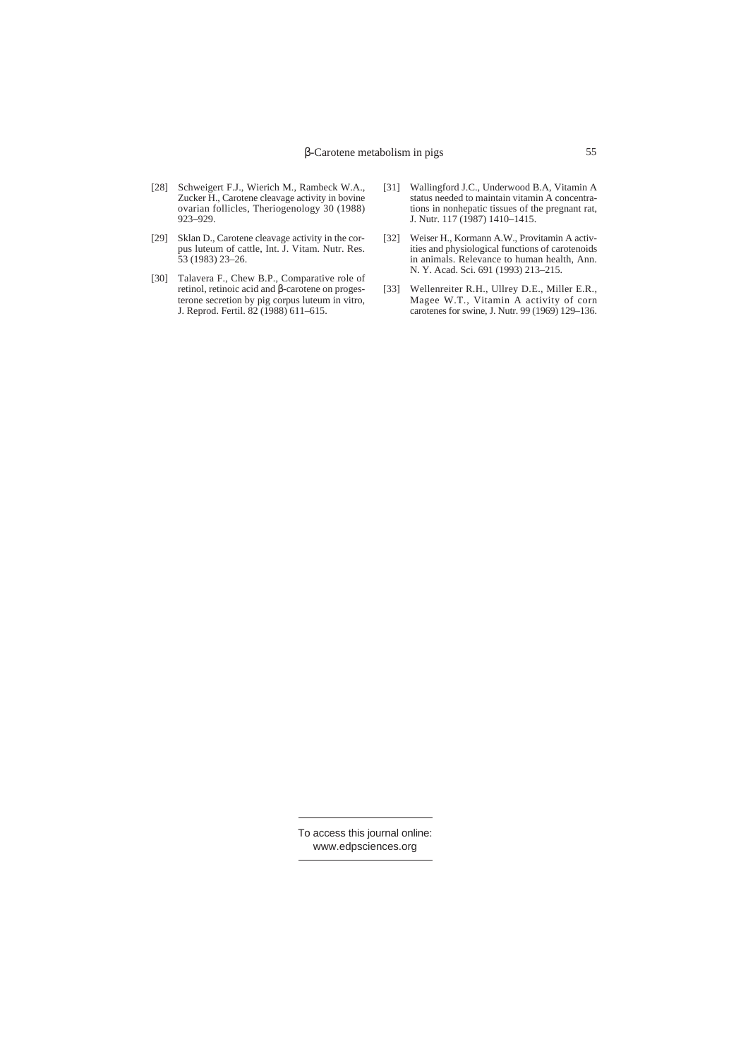[28] Schweigert F.J., Wierich M., Rambeck W.A., Zucker H., Carotene cleavage activity in bovine ovarian follicles, Theriogenology 30 (1988) 923–929.

[29] Sklan D., Carotene cleavage activity in the corpus luteum of cattle, Int. J. Vitam. Nutr. Res. 53 (1983) 23–26.

[30] Talavera F., Chew B.P., Comparative role of retinol, retinoic acid and β-carotene on progesterone secretion by pig corpus luteum in vitro, J. Reprod. Fertil. 82 (1988) 611–615.

[31] Wallingford J.C., Underwood B.A, Vitamin A status needed to maintain vitamin A concentrations in nonhepatic tissues of the pregnant rat, J. Nutr. 117 (1987) 1410–1415.

[32] Weiser H., Kormann A.W., Provitamin A activities and physiological functions of carotenoids in animals. Relevance to human health, Ann. N. Y. Acad. Sci. 691 (1993) 213–215.

[33] Wellenreiter R.H., Ullrey D.E., Miller E.R., Magee W.T., Vitamin A activity of corn carotenes for swine, J. Nutr. 99 (1969) 129–136.

To access this journal online:
www.edpsciences.org